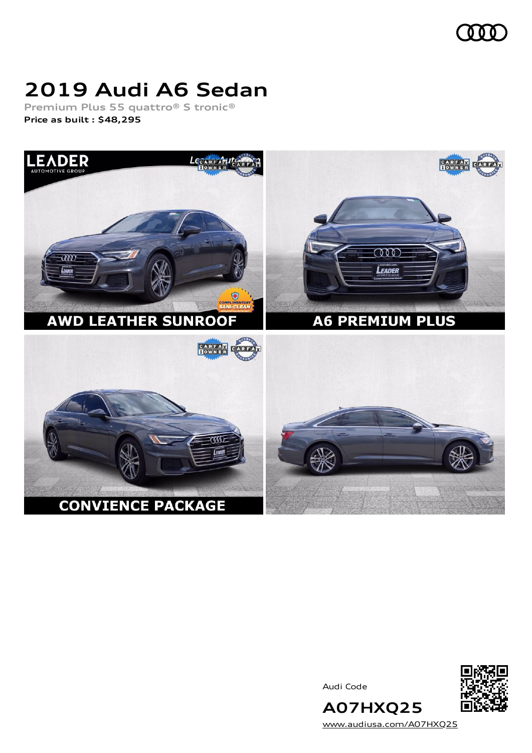# 2019 Audi A6 Sedan

**Premium Plus 55 quattro® S tronic®**

**Price as built : $48,295**

Audi Code

**A07HXQ25**

www.audiusa.com/A07HXQ25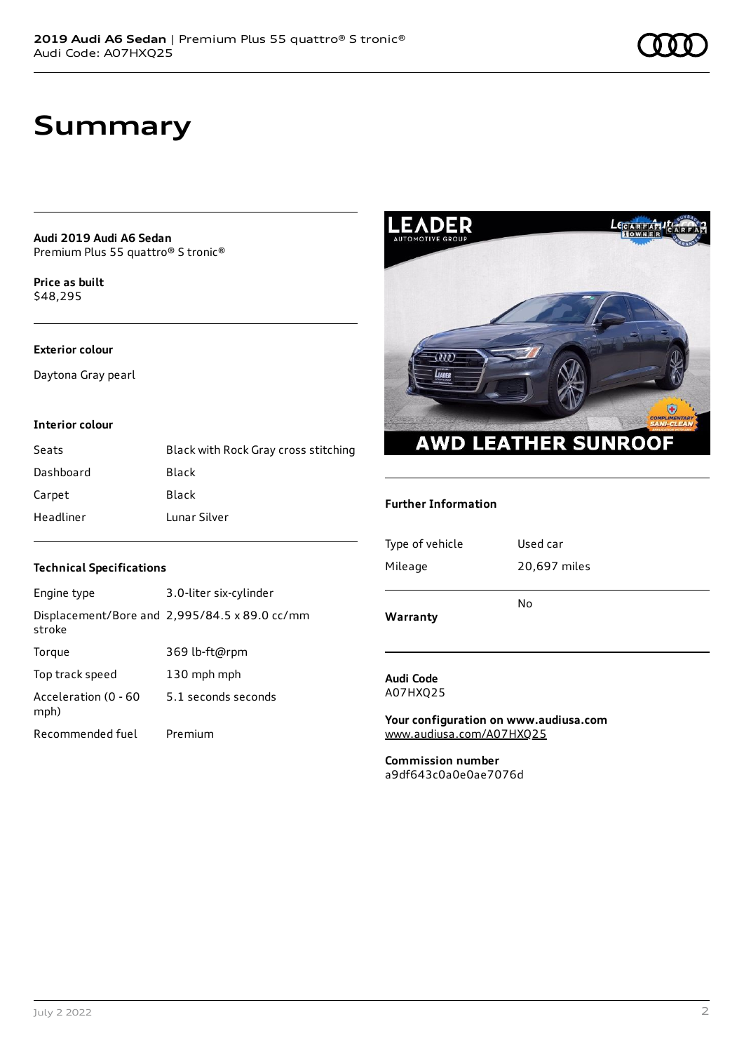# Summary

**Audi 2019 Audi A6 Sedan**
Premium Plus 55 quattro® S tronic®

**Price as built**
$48,295

### Exterior colour

Daytona Gray pearl

### Interior colour

| | |
|---|---|
| Seats | Black with Rock Gray cross stitching |
| Dashboard | Black |
| Carpet | Black |
| Headliner | Lunar Silver |

### Technical Specifications

| | |
|---|---|
| Engine type | 3.0-liter six-cylinder |
| Displacement/Bore and stroke | 2,995/84.5 x 89.0 cc/mm |
| Torque | 369 lb-ft@rpm |
| Top track speed | 130 mph mph |
| Acceleration (0 - 60 mph) | 5.1 seconds seconds |
| Recommended fuel | Premium |

### Further Information

| | |
|---|---|
| Type of vehicle | Used car |
| Mileage | 20,697 miles |
| **Warranty** | No |

**Audi Code**
A07HXQ25

**Your configuration on www.audiusa.com**
www.audiusa.com/A07HXQ25

**Commission number**
a9df643c0a0e0ae7076d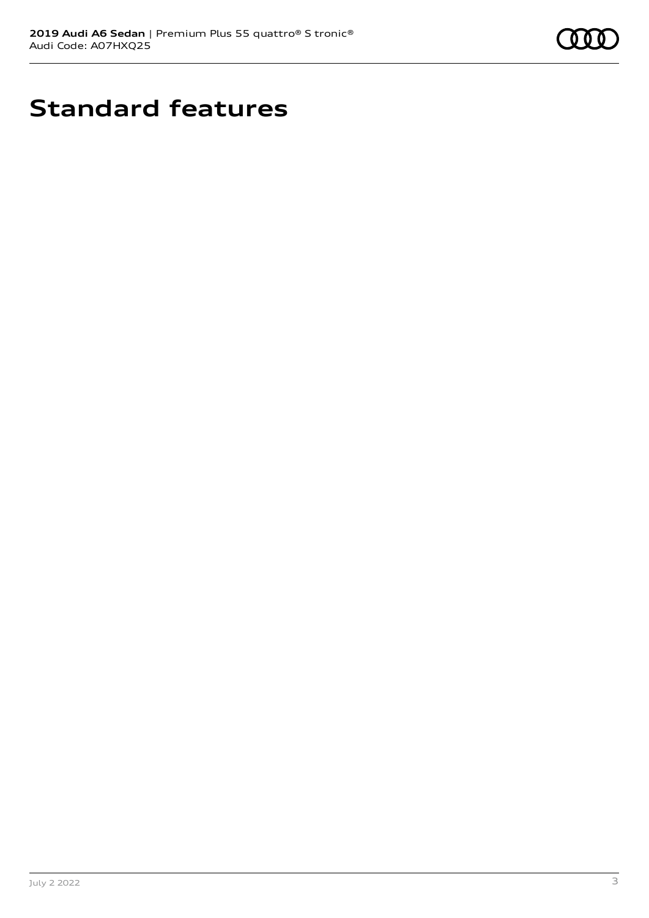# Standard features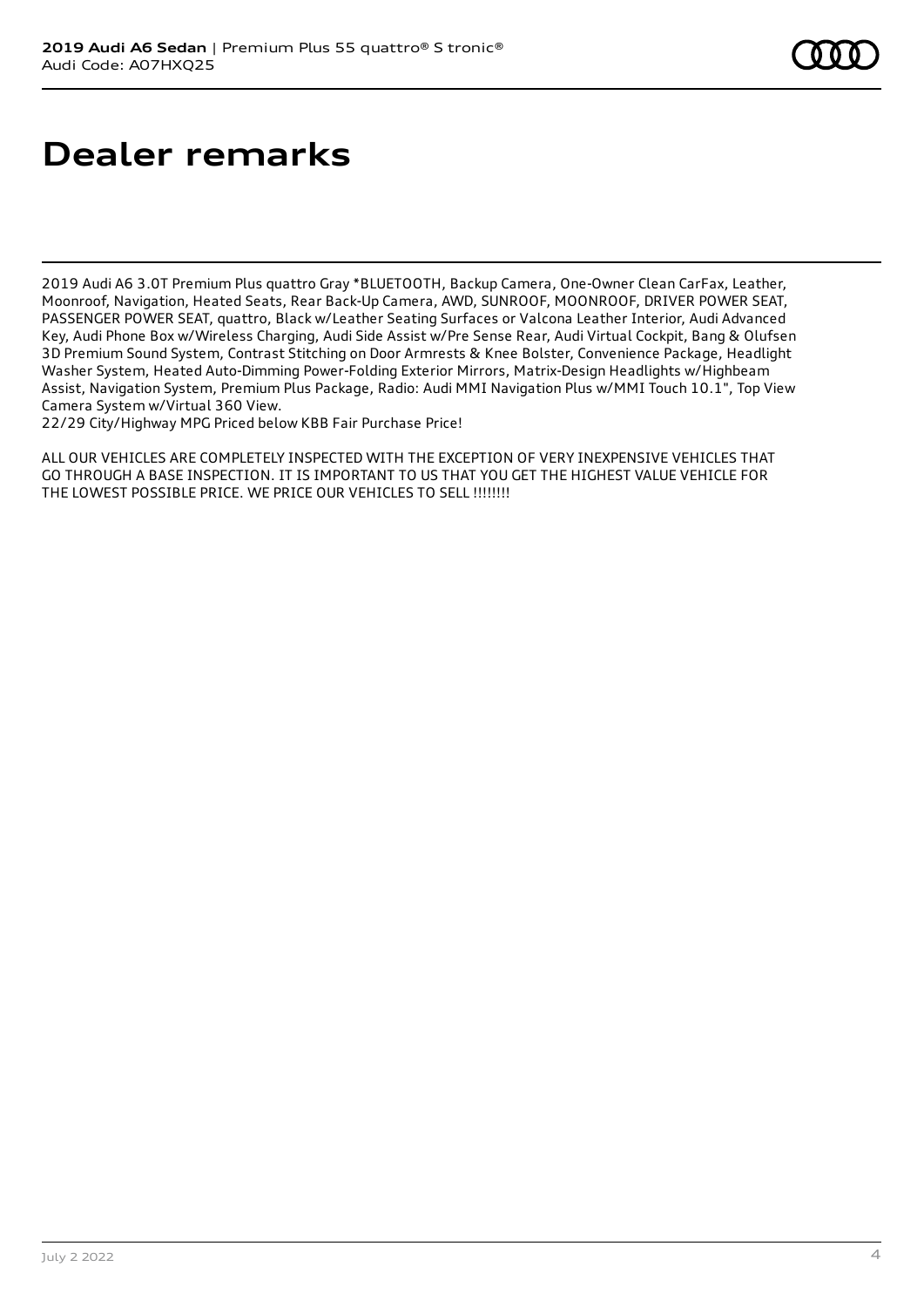# Dealer remarks

2019 Audi A6 3.0T Premium Plus quattro Gray *BLUETOOTH, Backup Camera, One-Owner Clean CarFax, Leather, Moonroof, Navigation, Heated Seats, Rear Back-Up Camera, AWD, SUNROOF, MOONROOF, DRIVER POWER SEAT, PASSENGER POWER SEAT, quattro, Black w/Leather Seating Surfaces or Valcona Leather Interior, Audi Advanced Key, Audi Phone Box w/Wireless Charging, Audi Side Assist w/Pre Sense Rear, Audi Virtual Cockpit, Bang & Olufsen 3D Premium Sound System, Contrast Stitching on Door Armrests & Knee Bolster, Convenience Package, Headlight Washer System, Heated Auto-Dimming Power-Folding Exterior Mirrors, Matrix-Design Headlights w/Highbeam Assist, Navigation System, Premium Plus Package, Radio: Audi MMI Navigation Plus w/MMI Touch 10.1", Top View Camera System w/Virtual 360 View.
22/29 City/Highway MPG Priced below KBB Fair Purchase Price!

ALL OUR VEHICLES ARE COMPLETELY INSPECTED WITH THE EXCEPTION OF VERY INEXPENSIVE VEHICLES THAT GO THROUGH A BASE INSPECTION. IT IS IMPORTANT TO US THAT YOU GET THE HIGHEST VALUE VEHICLE FOR THE LOWEST POSSIBLE PRICE. WE PRICE OUR VEHICLES TO SELL !!!!!!!!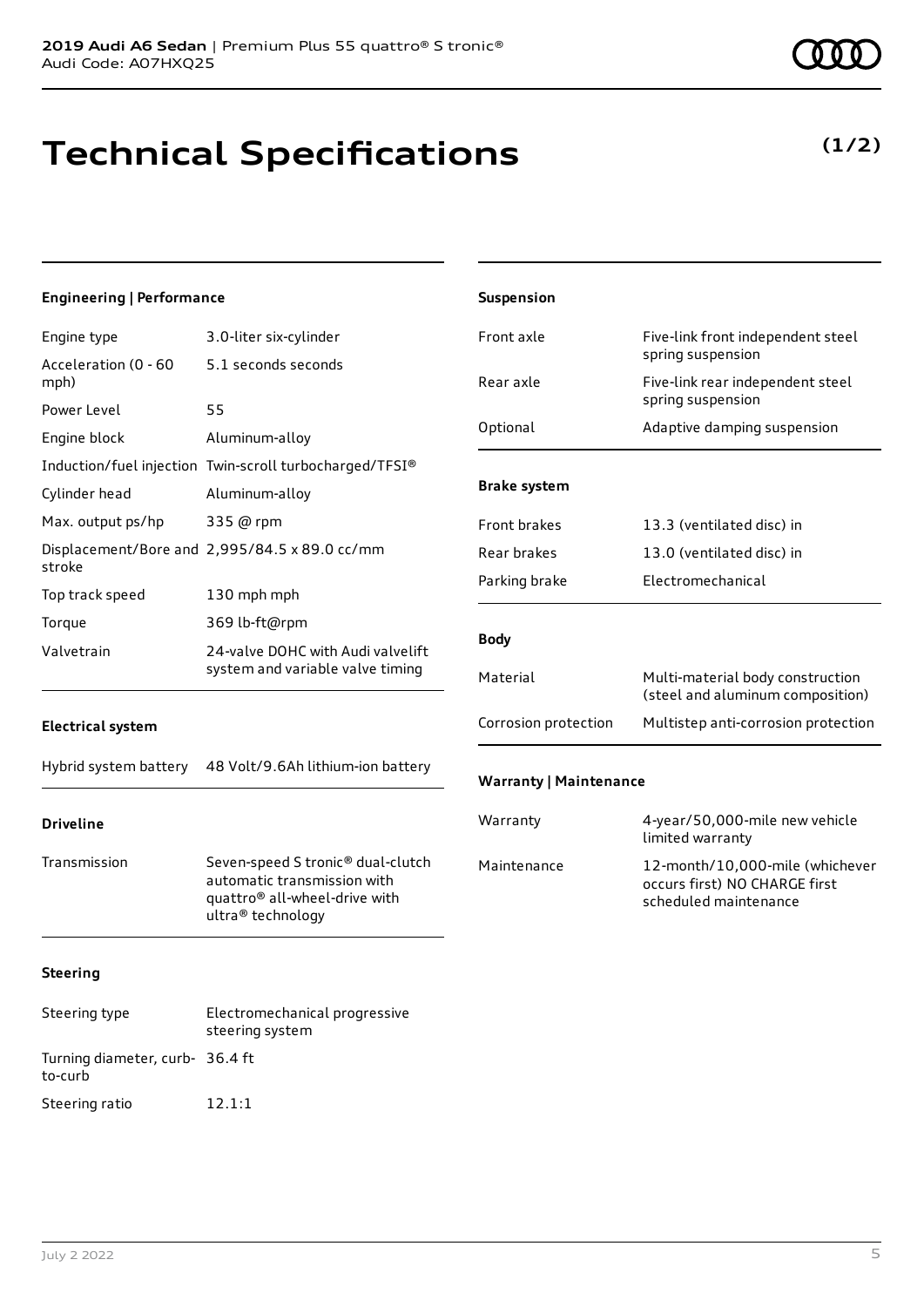# Technical Specifications

**(1/2)**

### Engineering | Performance

| | |
|---|---|
| Engine type | 3.0-liter six-cylinder |
| Acceleration (0 - 60 mph) | 5.1 seconds seconds |
| Power Level | 55 |
| Engine block | Aluminum-alloy |
| Induction/fuel injection | Twin-scroll turbocharged/TFSI® |
| Cylinder head | Aluminum-alloy |
| Max. output ps/hp | 335 @ rpm |
| Displacement/Bore and stroke | 2,995/84.5 x 89.0 cc/mm |
| Top track speed | 130 mph mph |
| Torque | 369 lb-ft@rpm |
| Valvetrain | 24-valve DOHC with Audi valvelift system and variable valve timing |

### Electrical system

| | |
|---|---|
| Hybrid system battery | 48 Volt/9.6Ah lithium-ion battery |

### Driveline

| | |
|---|---|
| Transmission | Seven-speed S tronic® dual-clutch automatic transmission with quattro® all-wheel-drive with ultra® technology |

### Steering

| | |
|---|---|
| Steering type | Electromechanical progressive steering system |
| Turning diameter, curb-to-curb | 36.4 ft |
| Steering ratio | 12.1:1 |

### Suspension

| | |
|---|---|
| Front axle | Five-link front independent steel spring suspension |
| Rear axle | Five-link rear independent steel spring suspension |
| Optional | Adaptive damping suspension |

### Brake system

| | |
|---|---|
| Front brakes | 13.3 (ventilated disc) in |
| Rear brakes | 13.0 (ventilated disc) in |
| Parking brake | Electromechanical |

### Body

| | |
|---|---|
| Material | Multi-material body construction (steel and aluminum composition) |
| Corrosion protection | Multistep anti-corrosion protection |

### Warranty | Maintenance

| | |
|---|---|
| Warranty | 4-year/50,000-mile new vehicle limited warranty |
| Maintenance | 12-month/10,000-mile (whichever occurs first) NO CHARGE first scheduled maintenance |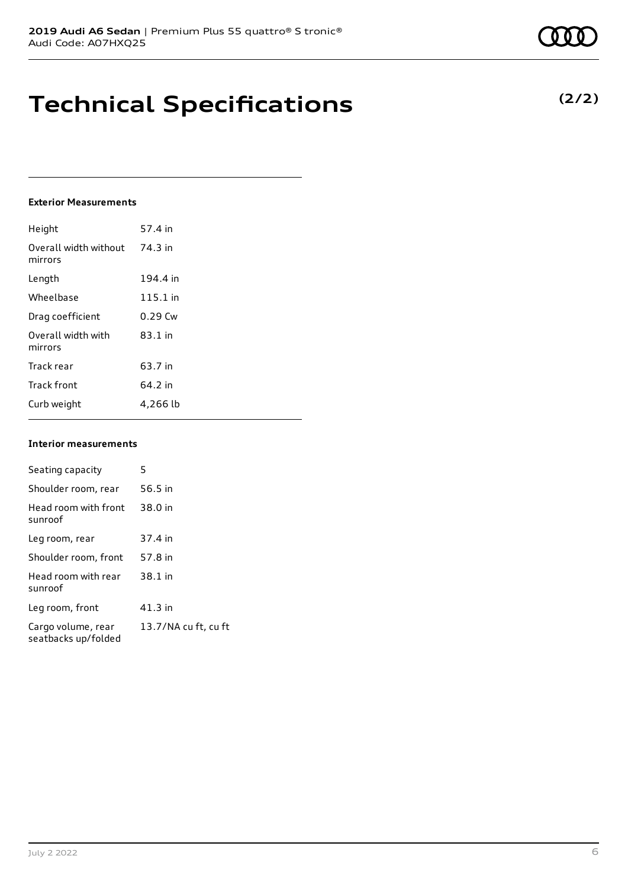# Technical Specifications

**(2/2)**

### Exterior Measurements

| | |
|---|---|
| Height | 57.4 in |
| Overall width without mirrors | 74.3 in |
| Length | 194.4 in |
| Wheelbase | 115.1 in |
| Drag coefficient | 0.29 Cw |
| Overall width with mirrors | 83.1 in |
| Track rear | 63.7 in |
| Track front | 64.2 in |
| Curb weight | 4,266 lb |

### Interior measurements

| | |
|---|---|
| Seating capacity | 5 |
| Shoulder room, rear | 56.5 in |
| Head room with front sunroof | 38.0 in |
| Leg room, rear | 37.4 in |
| Shoulder room, front | 57.8 in |
| Head room with rear sunroof | 38.1 in |
| Leg room, front | 41.3 in |
| Cargo volume, rear seatbacks up/folded | 13.7/NA cu ft, cu ft |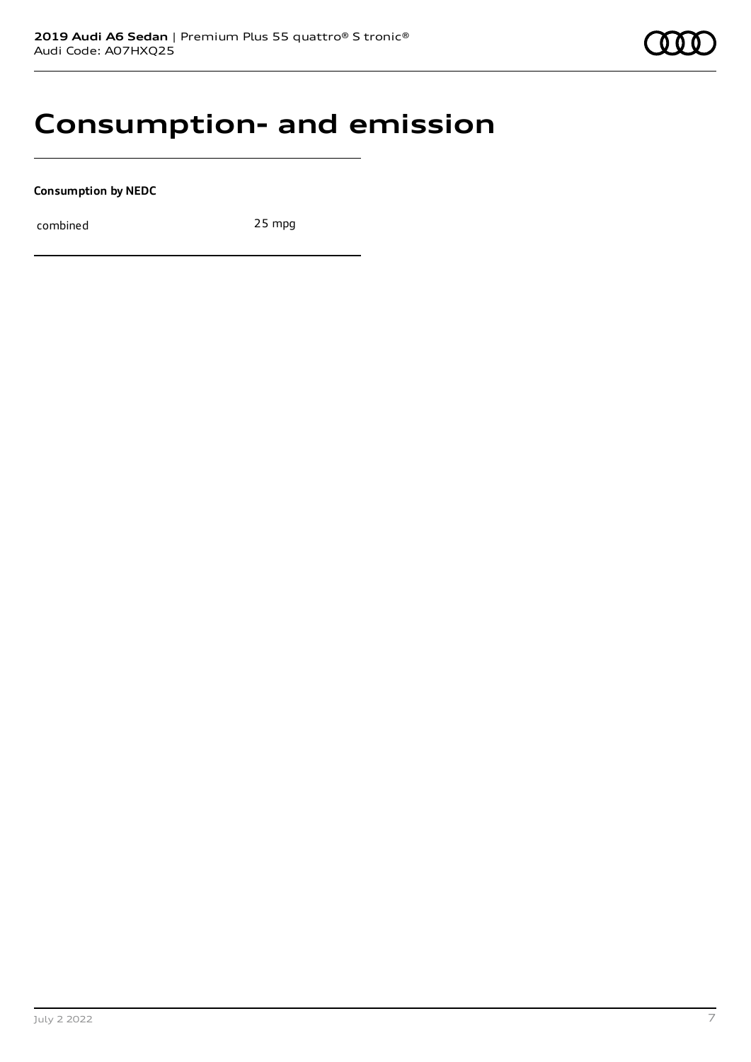# Consumption- and emission

**Consumption by NEDC**

| | |
|---|---|
| combined | 25 mpg |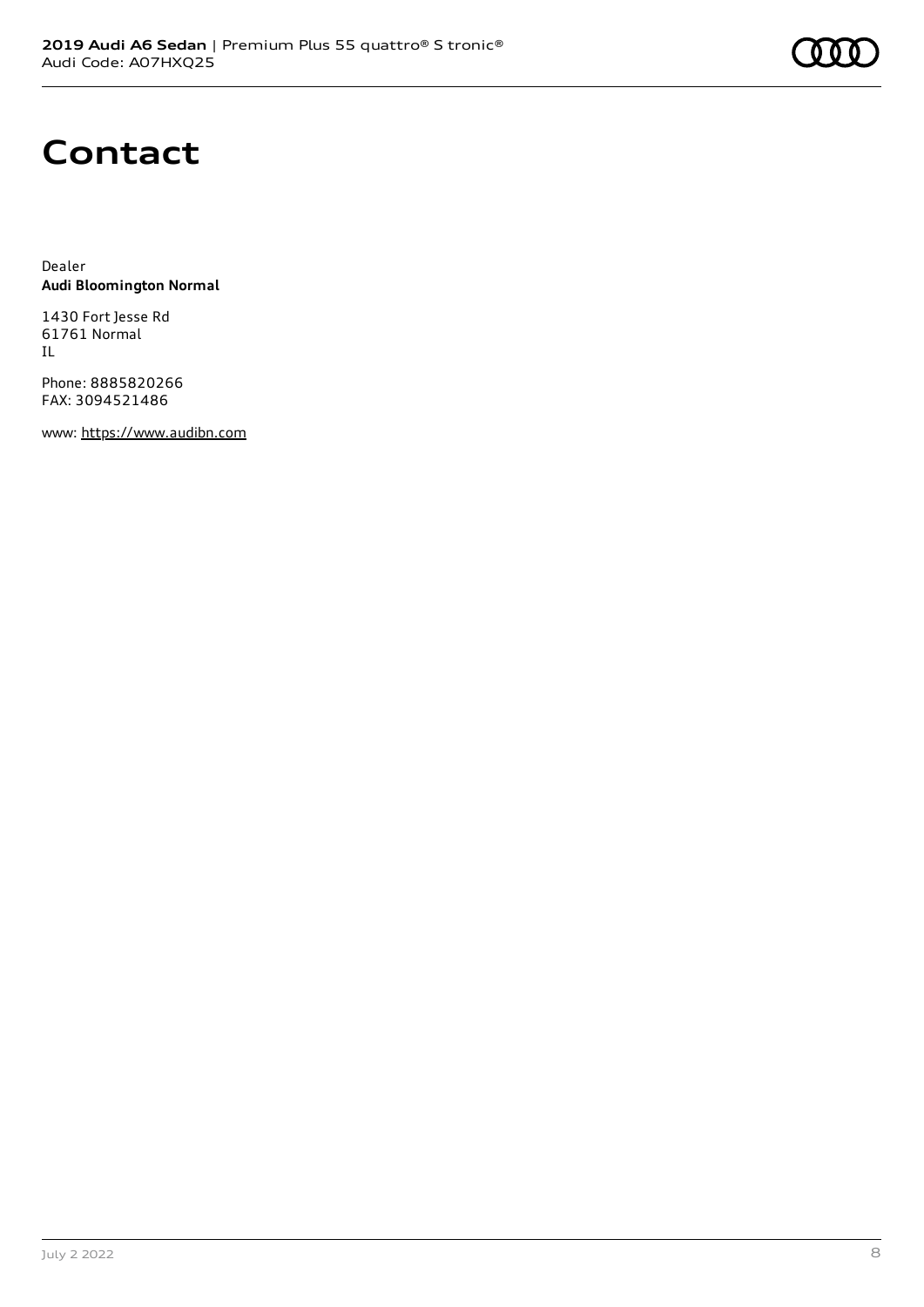# Contact

Dealer
**Audi Bloomington Normal**

1430 Fort Jesse Rd
61761 Normal
IL

Phone: 8885820266
FAX: 3094521486

www: https://www.audibn.com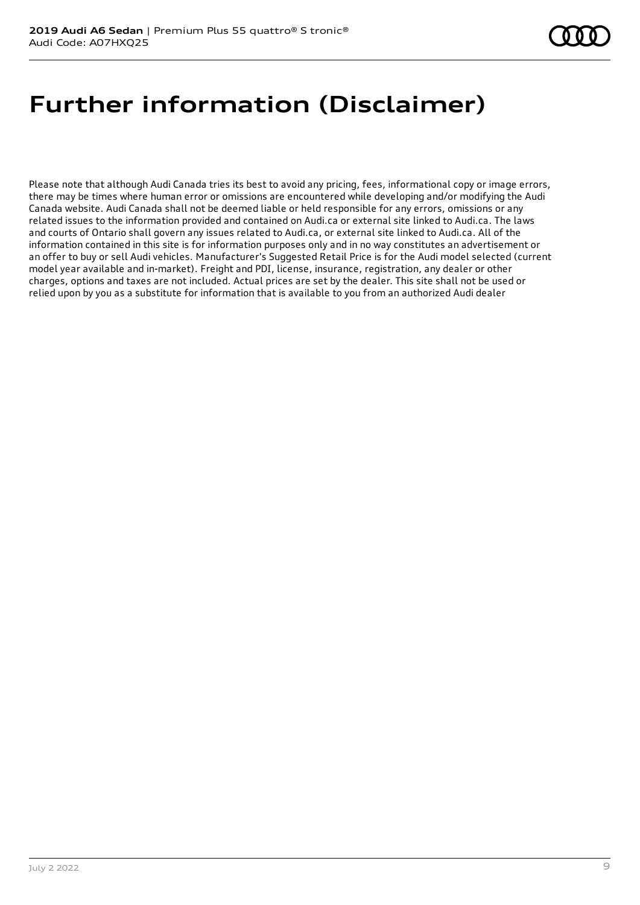# Further information (Disclaimer)

Please note that although Audi Canada tries its best to avoid any pricing, fees, informational copy or image errors, there may be times where human error or omissions are encountered while developing and/or modifying the Audi Canada website. Audi Canada shall not be deemed liable or held responsible for any errors, omissions or any related issues to the information provided and contained on Audi.ca or external site linked to Audi.ca. The laws and courts of Ontario shall govern any issues related to Audi.ca, or external site linked to Audi.ca. All of the information contained in this site is for information purposes only and in no way constitutes an advertisement or an offer to buy or sell Audi vehicles. Manufacturer's Suggested Retail Price is for the Audi model selected (current model year available and in-market). Freight and PDI, license, insurance, registration, any dealer or other charges, options and taxes are not included. Actual prices are set by the dealer. This site shall not be used or relied upon by you as a substitute for information that is available to you from an authorized Audi dealer